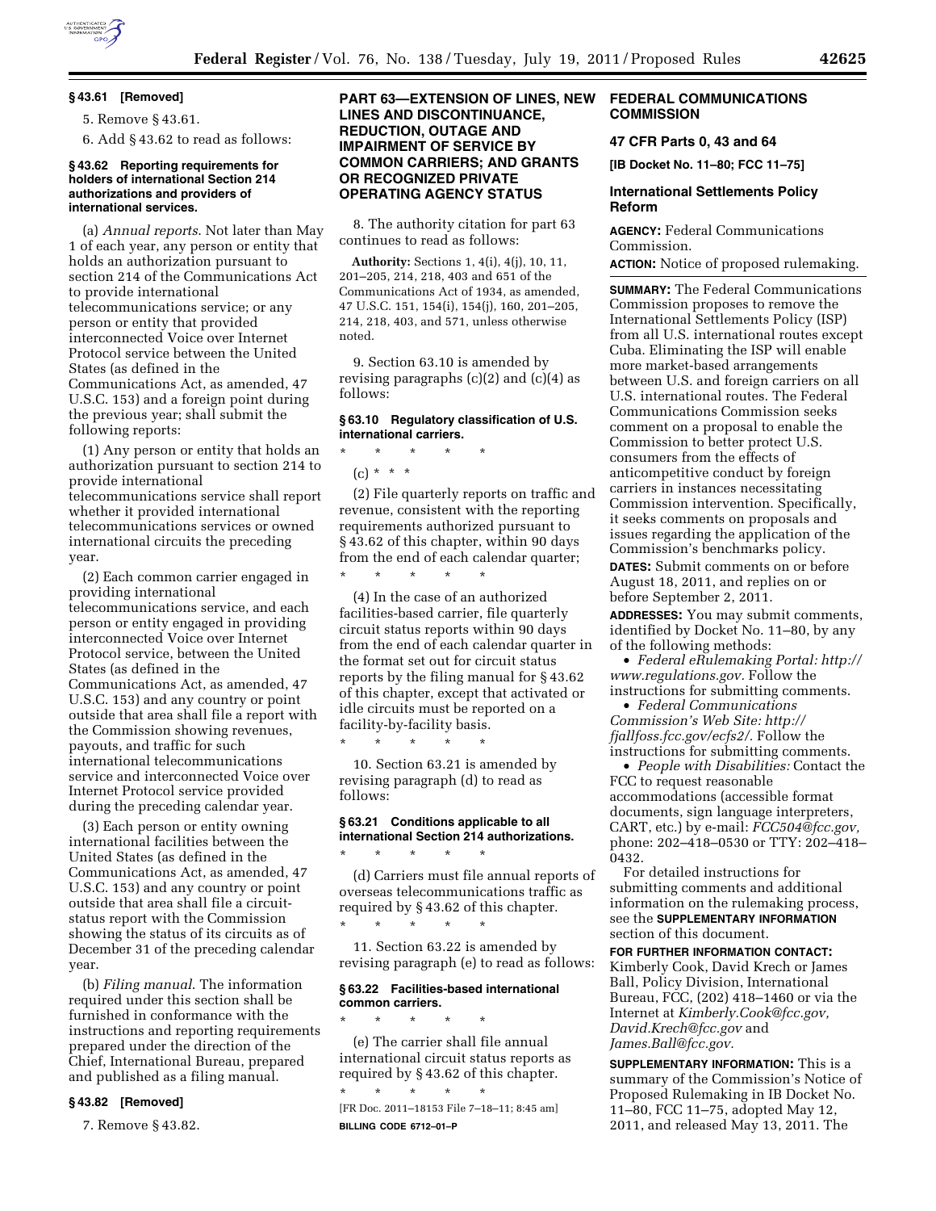### § 43.61 [Removed]

5. Remove § 43.61.

6. Add § 43.62 to read as follows:

#### § 43.62 Reporting requirements for holders of international Section 214 authorizations and providers of international services.

(a) *Annual reports.* Not later than May 1 of each year, any person or entity that holds an authorization pursuant to section 214 of the Communications Act to provide international telecommunications service; or any person or entity that provided interconnected Voice over Internet Protocol service between the United States (as defined in the Communications Act, as amended, 47 U.S.C. 153) and a foreign point during the previous year; shall submit the following reports:

(1) Any person or entity that holds an authorization pursuant to section 214 to provide international telecommunications service shall report whether it provided international telecommunications services or owned international circuits the preceding year.

(2) Each common carrier engaged in providing international telecommunications service, and each person or entity engaged in providing interconnected Voice over Internet Protocol service, between the United States (as defined in the Communications Act, as amended, 47 U.S.C. 153) and any country or point outside that area shall file a report with the Commission showing revenues, payouts, and traffic for such international telecommunications service and interconnected Voice over Internet Protocol service provided during the preceding calendar year.

(3) Each person or entity owning international facilities between the United States (as defined in the Communications Act, as amended, 47 U.S.C. 153) and any country or point outside that area shall file a circuit-status report with the Commission showing the status of its circuits as of December 31 of the preceding calendar year.

(b) *Filing manual.* The information required under this section shall be furnished in conformance with the instructions and reporting requirements prepared under the direction of the Chief, International Bureau, prepared and published as a filing manual.

### § 43.82 [Removed]

7. Remove § 43.82.

## PART 63—EXTENSION OF LINES, NEW LINES AND DISCONTINUANCE, REDUCTION, OUTAGE AND IMPAIRMENT OF SERVICE BY COMMON CARRIERS; AND GRANTS OR RECOGNIZED PRIVATE OPERATING AGENCY STATUS

8. The authority citation for part 63 continues to read as follows:

**Authority:** Sections 1, 4(i), 4(j), 10, 11, 201–205, 214, 218, 403 and 651 of the Communications Act of 1934, as amended, 47 U.S.C. 151, 154(i), 154(j), 160, 201–205, 214, 218, 403, and 571, unless otherwise noted.

9. Section 63.10 is amended by revising paragraphs (c)(2) and (c)(4) as follows:

#### § 63.10 Regulatory classification of U.S. international carriers.

\* \* \* \* \*

(c) \* \* \*

(2) File quarterly reports on traffic and revenue, consistent with the reporting requirements authorized pursuant to § 43.62 of this chapter, within 90 days from the end of each calendar quarter;

\* \* \* \* \*

(4) In the case of an authorized facilities-based carrier, file quarterly circuit status reports within 90 days from the end of each calendar quarter in the format set out for circuit status reports by the filing manual for § 43.62 of this chapter, except that activated or idle circuits must be reported on a facility-by-facility basis.

\* \* \* \* \*

10. Section 63.21 is amended by revising paragraph (d) to read as follows:

#### § 63.21 Conditions applicable to all international Section 214 authorizations.

\* \* \* \* \*

(d) Carriers must file annual reports of overseas telecommunications traffic as required by § 43.62 of this chapter.

\* \* \* \* \*

11. Section 63.22 is amended by revising paragraph (e) to read as follows:

#### § 63.22 Facilities-based international common carriers.

\* \* \* \* \*

(e) The carrier shall file annual international circuit status reports as required by § 43.62 of this chapter.

\* \* \* \* \*

[FR Doc. 2011–18153 File 7–18–11; 8:45 am]

**BILLING CODE 6712–01–P**

## FEDERAL COMMUNICATIONS COMMISSION

### 47 CFR Parts 0, 43 and 64

**[IB Docket No. 11–80; FCC 11–75]**

### International Settlements Policy Reform

**AGENCY:** Federal Communications Commission.

**ACTION:** Notice of proposed rulemaking.

**SUMMARY:** The Federal Communications Commission proposes to remove the International Settlements Policy (ISP) from all U.S. international routes except Cuba. Eliminating the ISP will enable more market-based arrangements between U.S. and foreign carriers on all U.S. international routes. The Federal Communications Commission seeks comment on a proposal to enable the Commission to better protect U.S. consumers from the effects of anticompetitive conduct by foreign carriers in instances necessitating Commission intervention. Specifically, it seeks comments on proposals and issues regarding the application of the Commission's benchmarks policy.

**DATES:** Submit comments on or before August 18, 2011, and replies on or before September 2, 2011.

**ADDRESSES:** You may submit comments, identified by Docket No. 11–80, by any of the following methods:

- *Federal eRulemaking Portal: http://www.regulations.gov.* Follow the instructions for submitting comments.
- *Federal Communications Commission's Web Site: http://fjallfoss.fcc.gov/ecfs2/.* Follow the instructions for submitting comments.
- *People with Disabilities:* Contact the FCC to request reasonable accommodations (accessible format documents, sign language interpreters, CART, etc.) by e-mail: *FCC504@fcc.gov,* phone: 202–418–0530 or TTY: 202–418–0432.

For detailed instructions for submitting comments and additional information on the rulemaking process, see the **SUPPLEMENTARY INFORMATION** section of this document.

**FOR FURTHER INFORMATION CONTACT:** Kimberly Cook, David Krech or James Ball, Policy Division, International Bureau, FCC, (202) 418–1460 or via the Internet at *Kimberly.Cook@fcc.gov, David.Krech@fcc.gov* and *James.Ball@fcc.gov.*

**SUPPLEMENTARY INFORMATION:** This is a summary of the Commission's Notice of Proposed Rulemaking in IB Docket No. 11–80, FCC 11–75, adopted May 12, 2011, and released May 13, 2011. The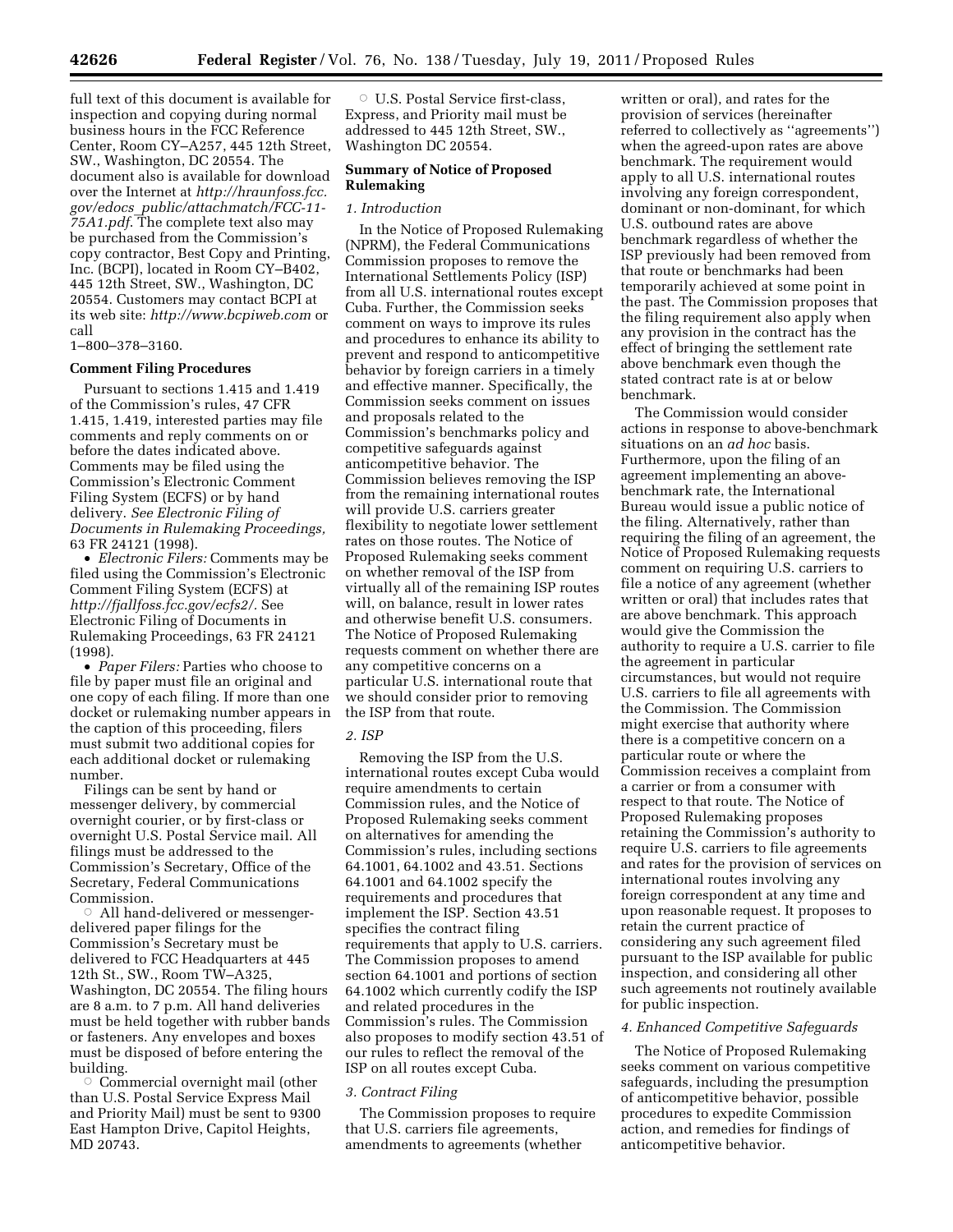full text of this document is available for inspection and copying during normal business hours in the FCC Reference Center, Room CY–A257, 445 12th Street, SW., Washington, DC 20554. The document also is available for download over the Internet at *http://hraunfoss.fcc.gov/edocs_public/attachmatch/FCC-11-75A1.pdf*. The complete text also may be purchased from the Commission's copy contractor, Best Copy and Printing, Inc. (BCPI), located in Room CY–B402, 445 12th Street, SW., Washington, DC 20554. Customers may contact BCPI at its web site: *http://www.bcpiweb.com* or call 1–800–378–3160.

**Comment Filing Procedures**

Pursuant to sections 1.415 and 1.419 of the Commission's rules, 47 CFR 1.415, 1.419, interested parties may file comments and reply comments on or before the dates indicated above. Comments may be filed using the Commission's Electronic Comment Filing System (ECFS) or by hand delivery. *See Electronic Filing of Documents in Rulemaking Proceedings,* 63 FR 24121 (1998).

- *Electronic Filers:* Comments may be filed using the Commission's Electronic Comment Filing System (ECFS) at *http://fjallfoss.fcc.gov/ecfs2/*. See Electronic Filing of Documents in Rulemaking Proceedings, 63 FR 24121 (1998).
- *Paper Filers:* Parties who choose to file by paper must file an original and one copy of each filing. If more than one docket or rulemaking number appears in the caption of this proceeding, filers must submit two additional copies for each additional docket or rulemaking number.

Filings can be sent by hand or messenger delivery, by commercial overnight courier, or by first-class or overnight U.S. Postal Service mail. All filings must be addressed to the Commission's Secretary, Office of the Secretary, Federal Communications Commission.

- All hand-delivered or messenger-delivered paper filings for the Commission's Secretary must be delivered to FCC Headquarters at 445 12th St., SW., Room TW–A325, Washington, DC 20554. The filing hours are 8 a.m. to 7 p.m. All hand deliveries must be held together with rubber bands or fasteners. Any envelopes and boxes must be disposed of before entering the building.
- Commercial overnight mail (other than U.S. Postal Service Express Mail and Priority Mail) must be sent to 9300 East Hampton Drive, Capitol Heights, MD 20743.
- U.S. Postal Service first-class, Express, and Priority mail must be addressed to 445 12th Street, SW., Washington DC 20554.

**Summary of Notice of Proposed Rulemaking**

*1. Introduction*

In the Notice of Proposed Rulemaking (NPRM), the Federal Communications Commission proposes to remove the International Settlements Policy (ISP) from all U.S. international routes except Cuba. Further, the Commission seeks comment on ways to improve its rules and procedures to enhance its ability to prevent and respond to anticompetitive behavior by foreign carriers in a timely and effective manner. Specifically, the Commission seeks comment on issues and proposals related to the Commission's benchmarks policy and competitive safeguards against anticompetitive behavior. The Commission believes removing the ISP from the remaining international routes will provide U.S. carriers greater flexibility to negotiate lower settlement rates on those routes. The Notice of Proposed Rulemaking seeks comment on whether removal of the ISP from virtually all of the remaining ISP routes will, on balance, result in lower rates and otherwise benefit U.S. consumers. The Notice of Proposed Rulemaking requests comment on whether there are any competitive concerns on a particular U.S. international route that we should consider prior to removing the ISP from that route.

*2. ISP*

Removing the ISP from the U.S. international routes except Cuba would require amendments to certain Commission rules, and the Notice of Proposed Rulemaking seeks comment on alternatives for amending the Commission's rules, including sections 64.1001, 64.1002 and 43.51. Sections 64.1001 and 64.1002 specify the requirements and procedures that implement the ISP. Section 43.51 specifies the contract filing requirements that apply to U.S. carriers. The Commission proposes to amend section 64.1001 and portions of section 64.1002 which currently codify the ISP and related procedures in the Commission's rules. The Commission also proposes to modify section 43.51 of our rules to reflect the removal of the ISP on all routes except Cuba.

*3. Contract Filing*

The Commission proposes to require that U.S. carriers file agreements, amendments to agreements (whether written or oral), and rates for the provision of services (hereinafter referred to collectively as ''agreements'') when the agreed-upon rates are above benchmark. The requirement would apply to all U.S. international routes involving any foreign correspondent, dominant or non-dominant, for which U.S. outbound rates are above benchmark regardless of whether the ISP previously had been removed from that route or benchmarks had been temporarily achieved at some point in the past. The Commission proposes that the filing requirement also apply when any provision in the contract has the effect of bringing the settlement rate above benchmark even though the stated contract rate is at or below benchmark.

The Commission would consider actions in response to above-benchmark situations on an *ad hoc* basis. Furthermore, upon the filing of an agreement implementing an above-benchmark rate, the International Bureau would issue a public notice of the filing. Alternatively, rather than requiring the filing of an agreement, the Notice of Proposed Rulemaking requests comment on requiring U.S. carriers to file a notice of any agreement (whether written or oral) that includes rates that are above benchmark. This approach would give the Commission the authority to require a U.S. carrier to file the agreement in particular circumstances, but would not require U.S. carriers to file all agreements with the Commission. The Commission might exercise that authority where there is a competitive concern on a particular route or where the Commission receives a complaint from a carrier or from a consumer with respect to that route. The Notice of Proposed Rulemaking proposes retaining the Commission's authority to require U.S. carriers to file agreements and rates for the provision of services on international routes involving any foreign correspondent at any time and upon reasonable request. It proposes to retain the current practice of considering any such agreement filed pursuant to the ISP available for public inspection, and considering all other such agreements not routinely available for public inspection.

*4. Enhanced Competitive Safeguards*

The Notice of Proposed Rulemaking seeks comment on various competitive safeguards, including the presumption of anticompetitive behavior, possible procedures to expedite Commission action, and remedies for findings of anticompetitive behavior.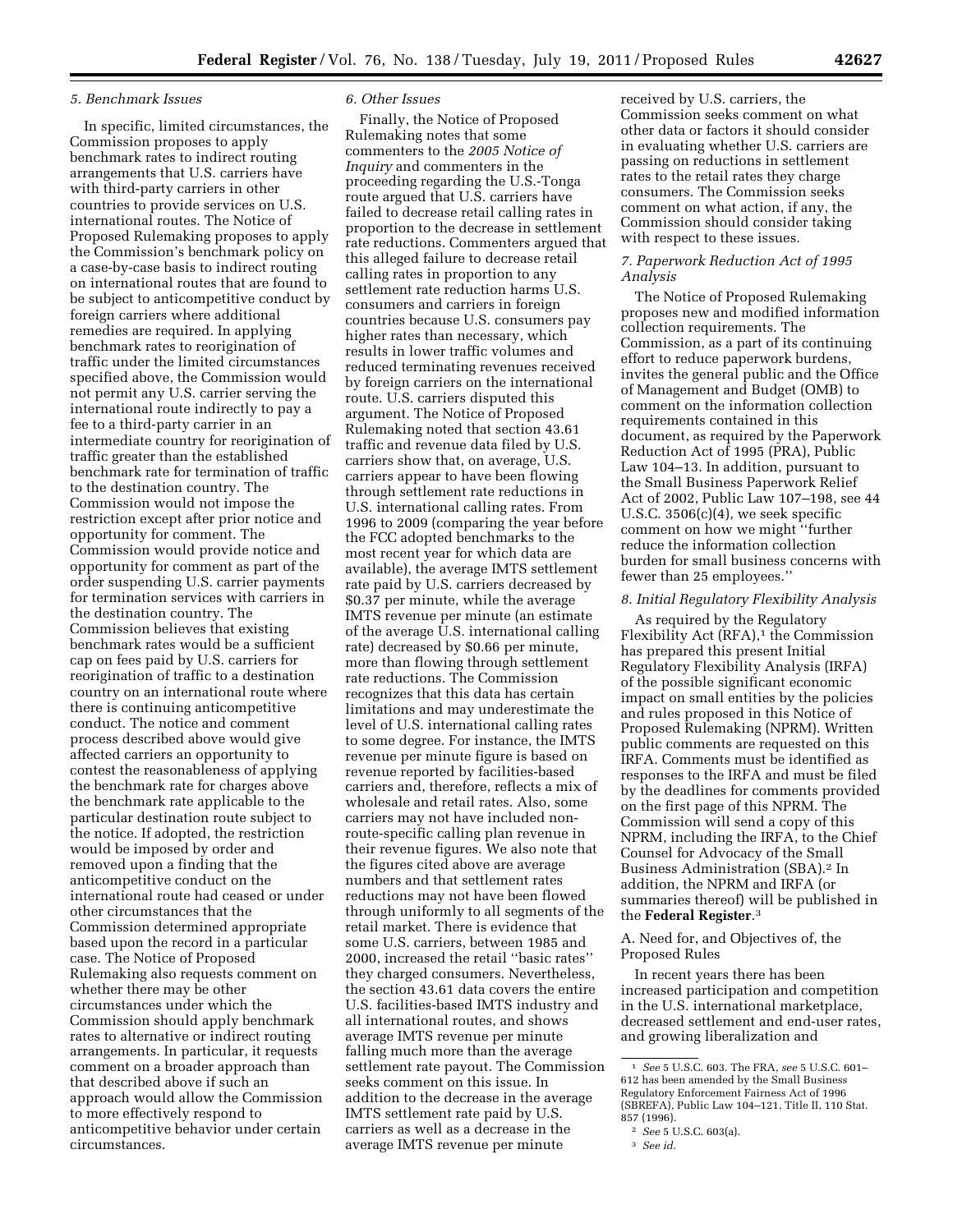*5. Benchmark Issues*

In specific, limited circumstances, the Commission proposes to apply benchmark rates to indirect routing arrangements that U.S. carriers have with third-party carriers in other countries to provide services on U.S. international routes. The Notice of Proposed Rulemaking proposes to apply the Commission's benchmark policy on a case-by-case basis to indirect routing on international routes that are found to be subject to anticompetitive conduct by foreign carriers where additional remedies are required. In applying benchmark rates to reorigination of traffic under the limited circumstances specified above, the Commission would not permit any U.S. carrier serving the international route indirectly to pay a fee to a third-party carrier in an intermediate country for reorigination of traffic greater than the established benchmark rate for termination of traffic to the destination country. The Commission would not impose the restriction except after prior notice and opportunity for comment. The Commission would provide notice and opportunity for comment as part of the order suspending U.S. carrier payments for termination services with carriers in the destination country. The Commission believes that existing benchmark rates would be a sufficient cap on fees paid by U.S. carriers for reorigination of traffic to a destination country on an international route where there is continuing anticompetitive conduct. The notice and comment process described above would give affected carriers an opportunity to contest the reasonableness of applying the benchmark rate for charges above the benchmark rate applicable to the particular destination route subject to the notice. If adopted, the restriction would be imposed by order and removed upon a finding that the anticompetitive conduct on the international route had ceased or under other circumstances that the Commission determined appropriate based upon the record in a particular case. The Notice of Proposed Rulemaking also requests comment on whether there may be other circumstances under which the Commission should apply benchmark rates to alternative or indirect routing arrangements. In particular, it requests comment on a broader approach than that described above if such an approach would allow the Commission to more effectively respond to anticompetitive behavior under certain circumstances.

*6. Other Issues*

Finally, the Notice of Proposed Rulemaking notes that some commenters to the *2005 Notice of Inquiry* and commenters in the proceeding regarding the U.S.-Tonga route argued that U.S. carriers have failed to decrease retail calling rates in proportion to the decrease in settlement rate reductions. Commenters argued that this alleged failure to decrease retail calling rates in proportion to any settlement rate reduction harms U.S. consumers and carriers in foreign countries because U.S. consumers pay higher rates than necessary, which results in lower traffic volumes and reduced terminating revenues received by foreign carriers on the international route. U.S. carriers disputed this argument. The Notice of Proposed Rulemaking noted that section 43.61 traffic and revenue data filed by U.S. carriers show that, on average, U.S. carriers appear to have been flowing through settlement rate reductions in U.S. international calling rates. From 1996 to 2009 (comparing the year before the FCC adopted benchmarks to the most recent year for which data are available), the average IMTS settlement rate paid by U.S. carriers decreased by $0.37 per minute, while the average IMTS revenue per minute (an estimate of the average U.S. international calling rate) decreased by $0.66 per minute, more than flowing through settlement rate reductions. The Commission recognizes that this data has certain limitations and may underestimate the level of U.S. international calling rates to some degree. For instance, the IMTS revenue per minute figure is based on revenue reported by facilities-based carriers and, therefore, reflects a mix of wholesale and retail rates. Also, some carriers may not have included non-route-specific calling plan revenue in their revenue figures. We also note that the figures cited above are average numbers and that settlement rates reductions may not have been flowed through uniformly to all segments of the retail market. There is evidence that some U.S. carriers, between 1985 and 2000, increased the retail ''basic rates'' they charged consumers. Nevertheless, the section 43.61 data covers the entire U.S. facilities-based IMTS industry and all international routes, and shows average IMTS revenue per minute falling much more than the average settlement rate payout. The Commission seeks comment on this issue. In addition to the decrease in the average IMTS settlement rate paid by U.S. carriers as well as a decrease in the average IMTS revenue per minute received by U.S. carriers, the Commission seeks comment on what other data or factors it should consider in evaluating whether U.S. carriers are passing on reductions in settlement rates to the retail rates they charge consumers. The Commission seeks comment on what action, if any, the Commission should consider taking with respect to these issues.

*7. Paperwork Reduction Act of 1995 Analysis*

The Notice of Proposed Rulemaking proposes new and modified information collection requirements. The Commission, as a part of its continuing effort to reduce paperwork burdens, invites the general public and the Office of Management and Budget (OMB) to comment on the information collection requirements contained in this document, as required by the Paperwork Reduction Act of 1995 (PRA), Public Law 104–13. In addition, pursuant to the Small Business Paperwork Relief Act of 2002, Public Law 107–198, see 44 U.S.C. 3506(c)(4), we seek specific comment on how we might ''further reduce the information collection burden for small business concerns with fewer than 25 employees.''

*8. Initial Regulatory Flexibility Analysis*

As required by the Regulatory Flexibility Act (RFA),[1] the Commission has prepared this present Initial Regulatory Flexibility Analysis (IRFA) of the possible significant economic impact on small entities by the policies and rules proposed in this Notice of Proposed Rulemaking (NPRM). Written public comments are requested on this IRFA. Comments must be identified as responses to the IRFA and must be filed by the deadlines for comments provided on the first page of this NPRM. The Commission will send a copy of this NPRM, including the IRFA, to the Chief Counsel for Advocacy of the Small Business Administration (SBA).[2] In addition, the NPRM and IRFA (or summaries thereof) will be published in the **Federal Register**.[3]

A. Need for, and Objectives of, the Proposed Rules

In recent years there has been increased participation and competition in the U.S. international marketplace, decreased settlement and end-user rates, and growing liberalization and

[1] *See* 5 U.S.C. 603. The FRA, *see* 5 U.S.C. 601–612 has been amended by the Small Business Regulatory Enforcement Fairness Act of 1996 (SBREFA), Public Law 104–121, Title II, 110 Stat. 857 (1996).

[2] *See* 5 U.S.C. 603(a).

[3] *See id.*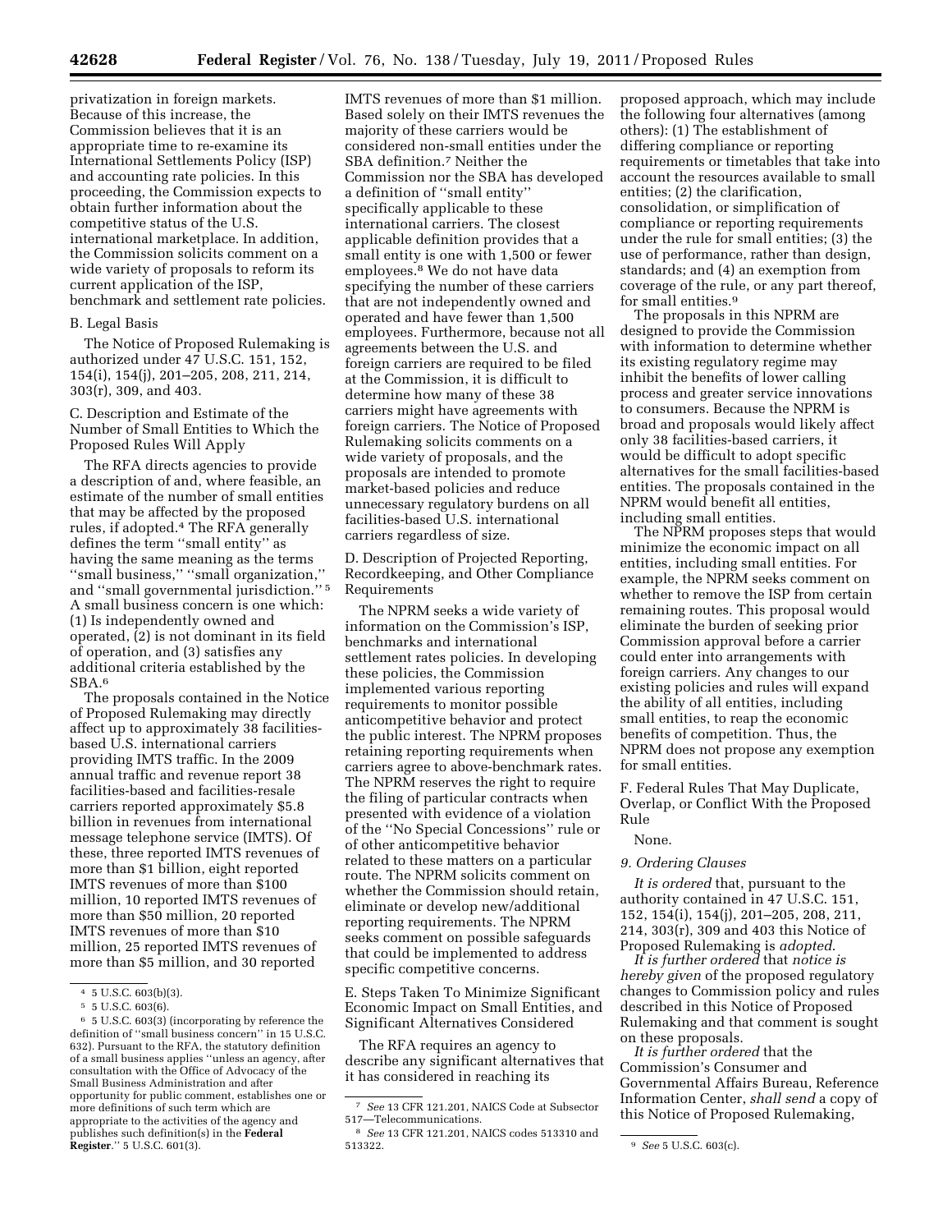privatization in foreign markets. Because of this increase, the Commission believes that it is an appropriate time to re-examine its International Settlements Policy (ISP) and accounting rate policies. In this proceeding, the Commission expects to obtain further information about the competitive status of the U.S. international marketplace. In addition, the Commission solicits comment on a wide variety of proposals to reform its current application of the ISP, benchmark and settlement rate policies.

B. Legal Basis

The Notice of Proposed Rulemaking is authorized under 47 U.S.C. 151, 152, 154(i), 154(j), 201–205, 208, 211, 214, 303(r), 309, and 403.

C. Description and Estimate of the Number of Small Entities to Which the Proposed Rules Will Apply

The RFA directs agencies to provide a description of and, where feasible, an estimate of the number of small entities that may be affected by the proposed rules, if adopted.[4] The RFA generally defines the term ''small entity'' as having the same meaning as the terms ''small business,'' ''small organization,'' and ''small governmental jurisdiction.''[5] A small business concern is one which: (1) Is independently owned and operated, (2) is not dominant in its field of operation, and (3) satisfies any additional criteria established by the SBA.[6]

The proposals contained in the Notice of Proposed Rulemaking may directly affect up to approximately 38 facilities-based U.S. international carriers providing IMTS traffic. In the 2009 annual traffic and revenue report 38 facilities-based and facilities-resale carriers reported approximately $5.8 billion in revenues from international message telephone service (IMTS). Of these, three reported IMTS revenues of more than $1 billion, eight reported IMTS revenues of more than $100 million, 10 reported IMTS revenues of more than $50 million, 20 reported IMTS revenues of more than $10 million, 25 reported IMTS revenues of more than $5 million, and 30 reported IMTS revenues of more than $1 million. Based solely on their IMTS revenues the majority of these carriers would be considered non-small entities under the SBA definition.[7] Neither the Commission nor the SBA has developed a definition of ''small entity'' specifically applicable to these international carriers. The closest applicable definition provides that a small entity is one with 1,500 or fewer employees.[8] We do not have data specifying the number of these carriers that are not independently owned and operated and have fewer than 1,500 employees. Furthermore, because not all agreements between the U.S. and foreign carriers are required to be filed at the Commission, it is difficult to determine how many of these 38 carriers might have agreements with foreign carriers. The Notice of Proposed Rulemaking solicits comments on a wide variety of proposals, and the proposals are intended to promote market-based policies and reduce unnecessary regulatory burdens on all facilities-based U.S. international carriers regardless of size.

D. Description of Projected Reporting, Recordkeeping, and Other Compliance Requirements

The NPRM seeks a wide variety of information on the Commission's ISP, benchmarks and international settlement rates policies. In developing these policies, the Commission implemented various reporting requirements to monitor possible anticompetitive behavior and protect the public interest. The NPRM proposes retaining reporting requirements when carriers agree to above-benchmark rates. The NPRM reserves the right to require the filing of particular contracts when presented with evidence of a violation of the ''No Special Concessions'' rule or of other anticompetitive behavior related to these matters on a particular route. The NPRM solicits comment on whether the Commission should retain, eliminate or develop new/additional reporting requirements. The NPRM seeks comment on possible safeguards that could be implemented to address specific competitive concerns.

E. Steps Taken To Minimize Significant Economic Impact on Small Entities, and Significant Alternatives Considered

The RFA requires an agency to describe any significant alternatives that it has considered in reaching its proposed approach, which may include the following four alternatives (among others): (1) The establishment of differing compliance or reporting requirements or timetables that take into account the resources available to small entities; (2) the clarification, consolidation, or simplification of compliance or reporting requirements under the rule for small entities; (3) the use of performance, rather than design, standards; and (4) an exemption from coverage of the rule, or any part thereof, for small entities.[9]

The proposals in this NPRM are designed to provide the Commission with information to determine whether its existing regulatory regime may inhibit the benefits of lower calling process and greater service innovations to consumers. Because the NPRM is broad and proposals would likely affect only 38 facilities-based carriers, it would be difficult to adopt specific alternatives for the small facilities-based entities. The proposals contained in the NPRM would benefit all entities, including small entities.

The NPRM proposes steps that would minimize the economic impact on all entities, including small entities. For example, the NPRM seeks comment on whether to remove the ISP from certain remaining routes. This proposal would eliminate the burden of seeking prior Commission approval before a carrier could enter into arrangements with foreign carriers. Any changes to our existing policies and rules will expand the ability of all entities, including small entities, to reap the economic benefits of competition. Thus, the NPRM does not propose any exemption for small entities.

F. Federal Rules That May Duplicate, Overlap, or Conflict With the Proposed Rule

None.

*9. Ordering Clauses*

*It is ordered* that, pursuant to the authority contained in 47 U.S.C. 151, 152, 154(i), 154(j), 201–205, 208, 211, 214, 303(r), 309 and 403 this Notice of Proposed Rulemaking is *adopted*.

*It is further ordered* that *notice is hereby given* of the proposed regulatory changes to Commission policy and rules described in this Notice of Proposed Rulemaking and that comment is sought on these proposals.

*It is further ordered* that the Commission's Consumer and Governmental Affairs Bureau, Reference Information Center, *shall send* a copy of this Notice of Proposed Rulemaking,

---

[4] 5 U.S.C. 603(b)(3).

[5] 5 U.S.C. 603(6).

[6] 5 U.S.C. 603(3) (incorporating by reference the definition of ''small business concern'' in 15 U.S.C. 632). Pursuant to the RFA, the statutory definition of a small business applies ''unless an agency, after consultation with the Office of Advocacy of the Small Business Administration and after opportunity for public comment, establishes one or more definitions of such term which are appropriate to the activities of the agency and publishes such definition(s) in the **Federal Register**.'' 5 U.S.C. 601(3).

[7] *See* 13 CFR 121.201, NAICS Code at Subsector 517—Telecommunications.

[8] *See* 13 CFR 121.201, NAICS codes 513310 and 513322.

[9] *See* 5 U.S.C. 603(c).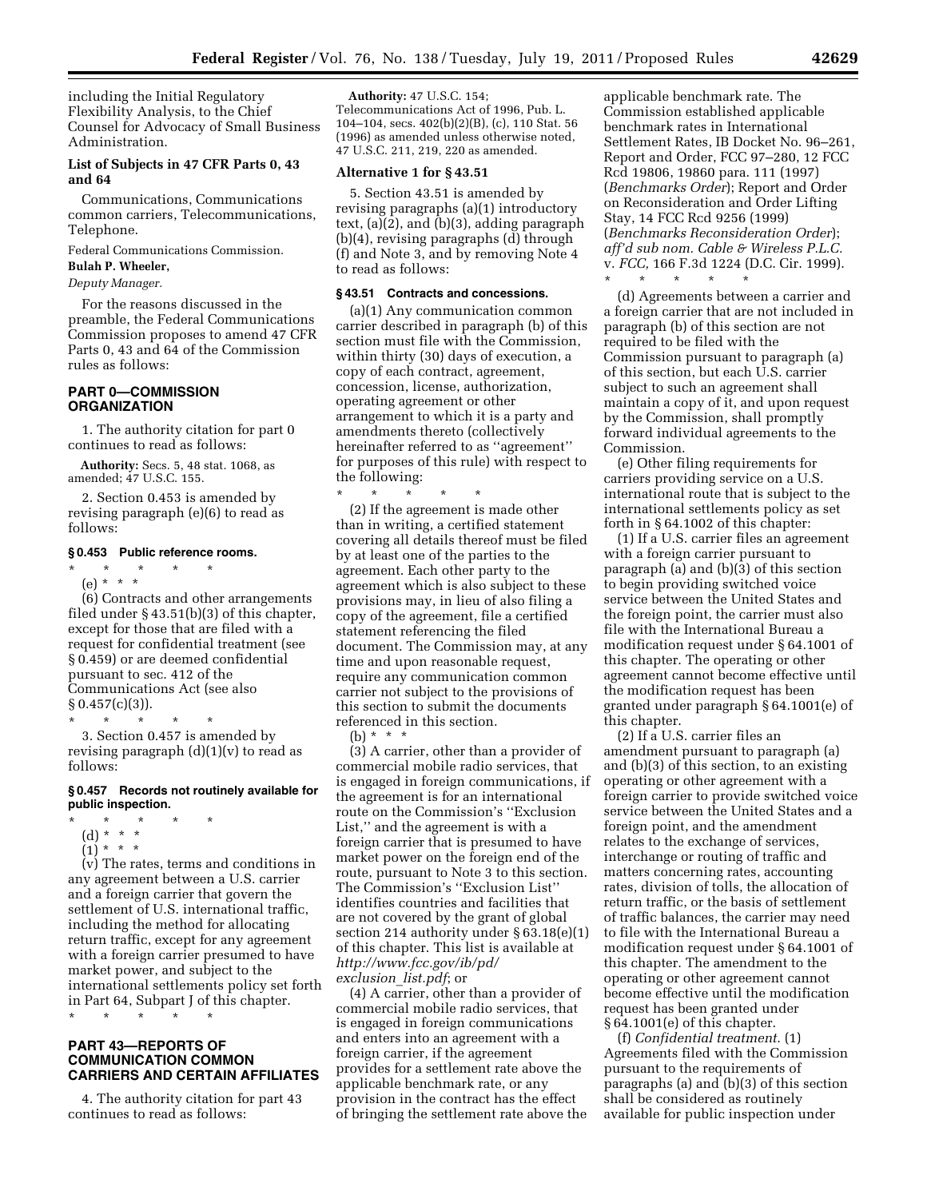including the Initial Regulatory Flexibility Analysis, to the Chief Counsel for Advocacy of Small Business Administration.

### List of Subjects in 47 CFR Parts 0, 43 and 64

Communications, Communications common carriers, Telecommunications, Telephone.

Federal Communications Commission.

**Bulah P. Wheeler,**

*Deputy Manager.*

For the reasons discussed in the preamble, the Federal Communications Commission proposes to amend 47 CFR Parts 0, 43 and 64 of the Commission rules as follows:

## PART 0—COMMISSION ORGANIZATION

1. The authority citation for part 0 continues to read as follows:

**Authority:** Secs. 5, 48 stat. 1068, as amended; 47 U.S.C. 155.

2. Section 0.453 is amended by revising paragraph (e)(6) to read as follows:

### § 0.453 Public reference rooms.

\* \* \* \* \*

(e) \* \* \*

(6) Contracts and other arrangements filed under § 43.51(b)(3) of this chapter, except for those that are filed with a request for confidential treatment (see § 0.459) or are deemed confidential pursuant to sec. 412 of the Communications Act (see also § 0.457(c)(3)).

\* \* \* \* \*

3. Section 0.457 is amended by revising paragraph (d)(1)(v) to read as follows:

### § 0.457 Records not routinely available for public inspection.

\* \* \* \* \*

(d) \* \* \*

(1) \* \* \*

(v) The rates, terms and conditions in any agreement between a U.S. carrier and a foreign carrier that govern the settlement of U.S. international traffic, including the method for allocating return traffic, except for any agreement with a foreign carrier presumed to have market power, and subject to the international settlements policy set forth in Part 64, Subpart J of this chapter.

\* \* \* \* \*

## PART 43—REPORTS OF COMMUNICATION COMMON CARRIERS AND CERTAIN AFFILIATES

4. The authority citation for part 43 continues to read as follows:

**Authority:** 47 U.S.C. 154; Telecommunications Act of 1996, Pub. L. 104–104, secs. 402(b)(2)(B), (c), 110 Stat. 56 (1996) as amended unless otherwise noted, 47 U.S.C. 211, 219, 220 as amended.

### Alternative 1 for § 43.51

5. Section 43.51 is amended by revising paragraphs (a)(1) introductory text, (a)(2), and (b)(3), adding paragraph (b)(4), revising paragraphs (d) through (f) and Note 3, and by removing Note 4 to read as follows:

### § 43.51 Contracts and concessions.

(a)(1) Any communication common carrier described in paragraph (b) of this section must file with the Commission, within thirty (30) days of execution, a copy of each contract, agreement, concession, license, authorization, operating agreement or other arrangement to which it is a party and amendments thereto (collectively hereinafter referred to as ''agreement'' for purposes of this rule) with respect to the following:

\* \* \* \* \*

(2) If the agreement is made other than in writing, a certified statement covering all details thereof must be filed by at least one of the parties to the agreement. Each other party to the agreement which is also subject to these provisions may, in lieu of also filing a copy of the agreement, file a certified statement referencing the filed document. The Commission may, at any time and upon reasonable request, require any communication common carrier not subject to the provisions of this section to submit the documents referenced in this section.

(b) \* \* \*

(3) A carrier, other than a provider of commercial mobile radio services, that is engaged in foreign communications, if the agreement is for an international route on the Commission's ''Exclusion List,'' and the agreement is with a foreign carrier that is presumed to have market power on the foreign end of the route, pursuant to Note 3 to this section. The Commission's ''Exclusion List'' identifies countries and facilities that are not covered by the grant of global section 214 authority under § 63.18(e)(1) of this chapter. This list is available at *http://www.fcc.gov/ib/pd/exclusion_list.pdf*; or

(4) A carrier, other than a provider of commercial mobile radio services, that is engaged in foreign communications and enters into an agreement with a foreign carrier, if the agreement provides for a settlement rate above the applicable benchmark rate, or any provision in the contract has the effect of bringing the settlement rate above the applicable benchmark rate. The Commission established applicable benchmark rates in International Settlement Rates, IB Docket No. 96–261, Report and Order, FCC 97–280, 12 FCC Rcd 19806, 19860 para. 111 (1997) (*Benchmarks Order*); Report and Order on Reconsideration and Order Lifting Stay, 14 FCC Rcd 9256 (1999) (*Benchmarks Reconsideration Order*); *aff'd sub nom. Cable & Wireless P.L.C.* v. *FCC,* 166 F.3d 1224 (D.C. Cir. 1999).

\* \* \* \* \*

(d) Agreements between a carrier and a foreign carrier that are not included in paragraph (b) of this section are not required to be filed with the Commission pursuant to paragraph (a) of this section, but each U.S. carrier subject to such an agreement shall maintain a copy of it, and upon request by the Commission, shall promptly forward individual agreements to the Commission.

(e) Other filing requirements for carriers providing service on a U.S. international route that is subject to the international settlements policy as set forth in § 64.1002 of this chapter:

(1) If a U.S. carrier files an agreement with a foreign carrier pursuant to paragraph (a) and (b)(3) of this section to begin providing switched voice service between the United States and the foreign point, the carrier must also file with the International Bureau a modification request under § 64.1001 of this chapter. The operating or other agreement cannot become effective until the modification request has been granted under paragraph § 64.1001(e) of this chapter.

(2) If a U.S. carrier files an amendment pursuant to paragraph (a) and (b)(3) of this section, to an existing operating or other agreement with a foreign carrier to provide switched voice service between the United States and a foreign point, and the amendment relates to the exchange of services, interchange or routing of traffic and matters concerning rates, accounting rates, division of tolls, the allocation of return traffic, or the basis of settlement of traffic balances, the carrier may need to file with the International Bureau a modification request under § 64.1001 of this chapter. The amendment to the operating or other agreement cannot become effective until the modification request has been granted under § 64.1001(e) of this chapter.

(f) *Confidential treatment.* (1) Agreements filed with the Commission pursuant to the requirements of paragraphs (a) and (b)(3) of this section shall be considered as routinely available for public inspection under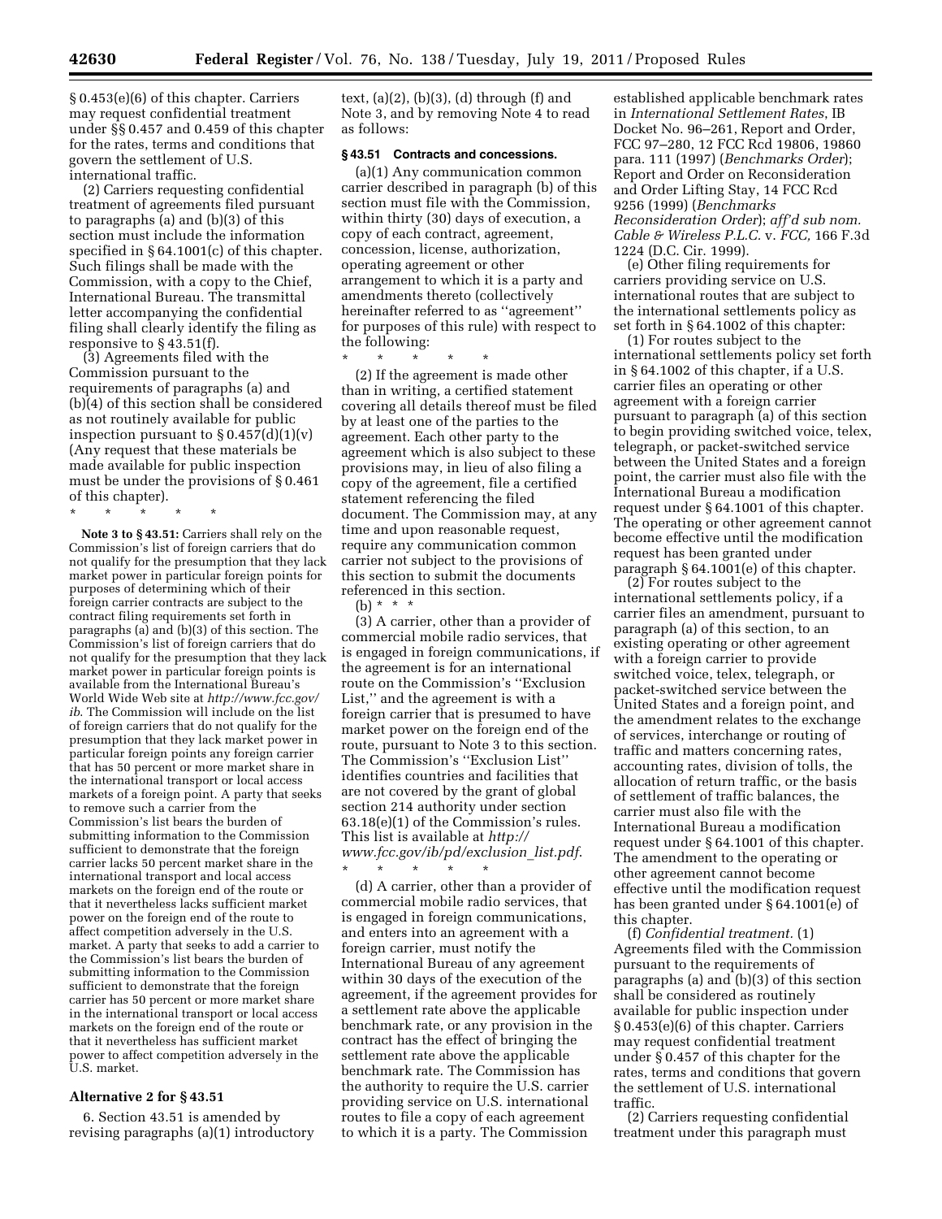§ 0.453(e)(6) of this chapter. Carriers may request confidential treatment under §§ 0.457 and 0.459 of this chapter for the rates, terms and conditions that govern the settlement of U.S. international traffic.

(2) Carriers requesting confidential treatment of agreements filed pursuant to paragraphs (a) and (b)(3) of this section must include the information specified in § 64.1001(c) of this chapter. Such filings shall be made with the Commission, with a copy to the Chief, International Bureau. The transmittal letter accompanying the confidential filing shall clearly identify the filing as responsive to § 43.51(f).

(3) Agreements filed with the Commission pursuant to the requirements of paragraphs (a) and (b)(4) of this section shall be considered as not routinely available for public inspection pursuant to § 0.457(d)(1)(v) (Any request that these materials be made available for public inspection must be under the provisions of § 0.461 of this chapter).

\* \* \* \* \*

**Note 3 to § 43.51:** Carriers shall rely on the Commission's list of foreign carriers that do not qualify for the presumption that they lack market power in particular foreign points for purposes of determining which of their foreign carrier contracts are subject to the contract filing requirements set forth in paragraphs (a) and (b)(3) of this section. The Commission's list of foreign carriers that do not qualify for the presumption that they lack market power in particular foreign points is available from the International Bureau's World Wide Web site at *http://www.fcc.gov/ib*. The Commission will include on the list of foreign carriers that do not qualify for the presumption that they lack market power in particular foreign points any foreign carrier that has 50 percent or more market share in the international transport or local access markets of a foreign point. A party that seeks to remove such a carrier from the Commission's list bears the burden of submitting information to the Commission sufficient to demonstrate that the foreign carrier lacks 50 percent market share in the international transport and local access markets on the foreign end of the route or that it nevertheless lacks sufficient market power on the foreign end of the route to affect competition adversely in the U.S. market. A party that seeks to add a carrier to the Commission's list bears the burden of submitting information to the Commission sufficient to demonstrate that the foreign carrier has 50 percent or more market share in the international transport or local access markets on the foreign end of the route or that it nevertheless has sufficient market power to affect competition adversely in the U.S. market.

**Alternative 2 for § 43.51**

6. Section 43.51 is amended by revising paragraphs (a)(1) introductory text, (a)(2), (b)(3), (d) through (f) and Note 3, and by removing Note 4 to read as follows:

**§ 43.51 Contracts and concessions.**

(a)(1) Any communication common carrier described in paragraph (b) of this section must file with the Commission, within thirty (30) days of execution, a copy of each contract, agreement, concession, license, authorization, operating agreement or other arrangement to which it is a party and amendments thereto (collectively hereinafter referred to as "agreement" for purposes of this rule) with respect to the following:

\* \* \* \* \*

(2) If the agreement is made other than in writing, a certified statement covering all details thereof must be filed by at least one of the parties to the agreement. Each other party to the agreement which is also subject to these provisions may, in lieu of also filing a copy of the agreement, file a certified statement referencing the filed document. The Commission may, at any time and upon reasonable request, require any communication common carrier not subject to the provisions of this section to submit the documents referenced in this section.

(b) \* \* \*

(3) A carrier, other than a provider of commercial mobile radio services, that is engaged in foreign communications, if the agreement is for an international route on the Commission's "Exclusion List," and the agreement is with a foreign carrier that is presumed to have market power on the foreign end of the route, pursuant to Note 3 to this section. The Commission's "Exclusion List" identifies countries and facilities that are not covered by the grant of global section 214 authority under section 63.18(e)(1) of the Commission's rules. This list is available at *http://www.fcc.gov/ib/pd/exclusion_list.pdf*.

\* \* \* \* \*

(d) A carrier, other than a provider of commercial mobile radio services, that is engaged in foreign communications, and enters into an agreement with a foreign carrier, must notify the International Bureau of any agreement within 30 days of the execution of the agreement, if the agreement provides for a settlement rate above the applicable benchmark rate, or any provision in the contract has the effect of bringing the settlement rate above the applicable benchmark rate. The Commission has the authority to require the U.S. carrier providing service on U.S. international routes to file a copy of each agreement to which it is a party. The Commission established applicable benchmark rates in *International Settlement Rates*, IB Docket No. 96–261, Report and Order, FCC 97–280, 12 FCC Rcd 19806, 19860 para. 111 (1997) (*Benchmarks Order*); Report and Order on Reconsideration and Order Lifting Stay, 14 FCC Rcd 9256 (1999) (*Benchmarks Reconsideration Order*); *aff'd sub nom. Cable & Wireless P.L.C.* v. *FCC,* 166 F.3d 1224 (D.C. Cir. 1999).

(e) Other filing requirements for carriers providing service on U.S. international routes that are subject to the international settlements policy as set forth in § 64.1002 of this chapter:

(1) For routes subject to the international settlements policy set forth in § 64.1002 of this chapter, if a U.S. carrier files an operating or other agreement with a foreign carrier pursuant to paragraph (a) of this section to begin providing switched voice, telex, telegraph, or packet-switched service between the United States and a foreign point, the carrier must also file with the International Bureau a modification request under § 64.1001 of this chapter. The operating or other agreement cannot become effective until the modification request has been granted under paragraph § 64.1001(e) of this chapter.

(2) For routes subject to the international settlements policy, if a carrier files an amendment, pursuant to paragraph (a) of this section, to an existing operating or other agreement with a foreign carrier to provide switched voice, telex, telegraph, or packet-switched service between the United States and a foreign point, and the amendment relates to the exchange of services, interchange or routing of traffic and matters concerning rates, accounting rates, division of tolls, the allocation of return traffic, or the basis of settlement of traffic balances, the carrier must also file with the International Bureau a modification request under § 64.1001 of this chapter. The amendment to the operating or other agreement cannot become effective until the modification request has been granted under § 64.1001(e) of this chapter.

(f) *Confidential treatment.* (1) Agreements filed with the Commission pursuant to the requirements of paragraphs (a) and (b)(3) of this section shall be considered as routinely available for public inspection under § 0.453(e)(6) of this chapter. Carriers may request confidential treatment under § 0.457 of this chapter for the rates, terms and conditions that govern the settlement of U.S. international traffic.

(2) Carriers requesting confidential treatment under this paragraph must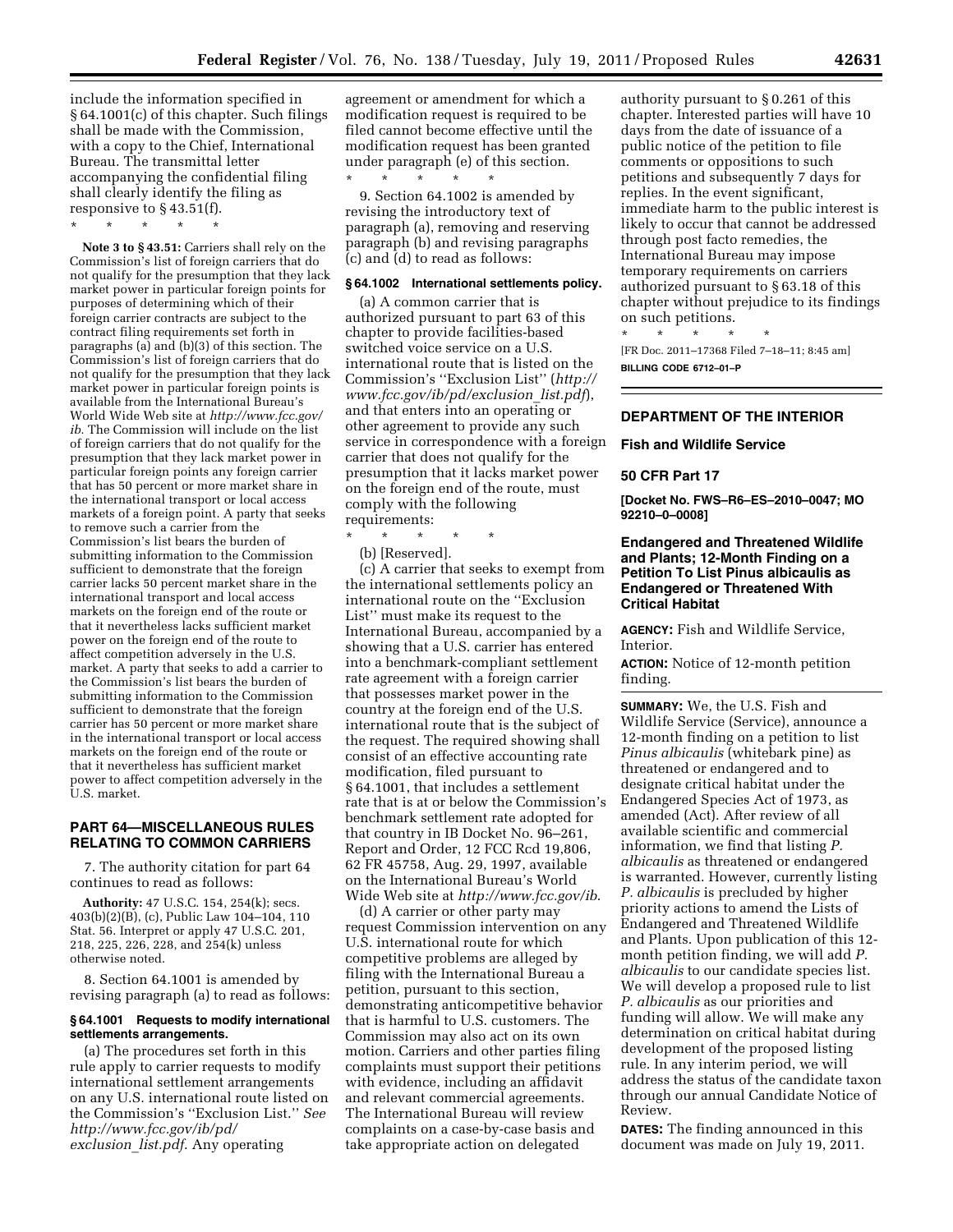include the information specified in § 64.1001(c) of this chapter. Such filings shall be made with the Commission, with a copy to the Chief, International Bureau. The transmittal letter accompanying the confidential filing shall clearly identify the filing as responsive to § 43.51(f).

\* \* \* \* \*

**Note 3 to § 43.51:** Carriers shall rely on the Commission's list of foreign carriers that do not qualify for the presumption that they lack market power in particular foreign points for purposes of determining which of their foreign carrier contracts are subject to the contract filing requirements set forth in paragraphs (a) and (b)(3) of this section. The Commission's list of foreign carriers that do not qualify for the presumption that they lack market power in particular foreign points is available from the International Bureau's World Wide Web site at *http://www.fcc.gov/ib.* The Commission will include on the list of foreign carriers that do not qualify for the presumption that they lack market power in particular foreign points any foreign carrier that has 50 percent or more market share in the international transport or local access markets of a foreign point. A party that seeks to remove such a carrier from the Commission's list bears the burden of submitting information to the Commission sufficient to demonstrate that the foreign carrier lacks 50 percent market share in the international transport and local access markets on the foreign end of the route or that it nevertheless lacks sufficient market power on the foreign end of the route to affect competition adversely in the U.S. market. A party that seeks to add a carrier to the Commission's list bears the burden of submitting information to the Commission sufficient to demonstrate that the foreign carrier has 50 percent or more market share in the international transport or local access markets on the foreign end of the route or that it nevertheless has sufficient market power to affect competition adversely in the U.S. market.

## PART 64—MISCELLANEOUS RULES RELATING TO COMMON CARRIERS

7. The authority citation for part 64 continues to read as follows:

**Authority:** 47 U.S.C. 154, 254(k); secs. 403(b)(2)(B), (c), Public Law 104–104, 110 Stat. 56. Interpret or apply 47 U.S.C. 201, 218, 225, 226, 228, and 254(k) unless otherwise noted.

8. Section 64.1001 is amended by revising paragraph (a) to read as follows:

### § 64.1001 Requests to modify international settlements arrangements.

(a) The procedures set forth in this rule apply to carrier requests to modify international settlement arrangements on any U.S. international route listed on the Commission's "Exclusion List." *See http://www.fcc.gov/ib/pd/exclusion_list.pdf.* Any operating agreement or amendment for which a modification request is required to be filed cannot become effective until the modification request has been granted under paragraph (e) of this section.

\* \* \* \* \*

9. Section 64.1002 is amended by revising the introductory text of paragraph (a), removing and reserving paragraph (b) and revising paragraphs (c) and (d) to read as follows:

### § 64.1002 International settlements policy.

(a) A common carrier that is authorized pursuant to part 63 of this chapter to provide facilities-based switched voice service on a U.S. international route that is listed on the Commission's "Exclusion List" (*http://www.fcc.gov/ib/pd/exclusion_list.pdf*), and that enters into an operating or other agreement to provide any such service in correspondence with a foreign carrier that does not qualify for the presumption that it lacks market power on the foreign end of the route, must comply with the following requirements:

\* \* \* \* \*

(b) [Reserved].

(c) A carrier that seeks to exempt from the international settlements policy an international route on the "Exclusion List" must make its request to the International Bureau, accompanied by a showing that a U.S. carrier has entered into a benchmark-compliant settlement rate agreement with a foreign carrier that possesses market power in the country at the foreign end of the U.S. international route that is the subject of the request. The required showing shall consist of an effective accounting rate modification, filed pursuant to § 64.1001, that includes a settlement rate that is at or below the Commission's benchmark settlement rate adopted for that country in IB Docket No. 96–261, Report and Order, 12 FCC Rcd 19,806, 62 FR 45758, Aug. 29, 1997, available on the International Bureau's World Wide Web site at *http://www.fcc.gov/ib.*

(d) A carrier or other party may request Commission intervention on any U.S. international route for which competitive problems are alleged by filing with the International Bureau a petition, pursuant to this section, demonstrating anticompetitive behavior that is harmful to U.S. customers. The Commission may also act on its own motion. Carriers and other parties filing complaints must support their petitions with evidence, including an affidavit and relevant commercial agreements. The International Bureau will review complaints on a case-by-case basis and take appropriate action on delegated authority pursuant to § 0.261 of this chapter. Interested parties will have 10 days from the date of issuance of a public notice of the petition to file comments or oppositions to such petitions and subsequently 7 days for replies. In the event significant, immediate harm to the public interest is likely to occur that cannot be addressed through post facto remedies, the International Bureau may impose temporary requirements on carriers authorized pursuant to § 63.18 of this chapter without prejudice to its findings on such petitions.

\* \* \* \* \*

[FR Doc. 2011–17368 Filed 7–18–11; 8:45 am]

**BILLING CODE 6712–01–P**

---

## DEPARTMENT OF THE INTERIOR

## Fish and Wildlife Service

## 50 CFR Part 17

**[Docket No. FWS–R6–ES–2010–0047; MO 92210–0–0008]**

## Endangered and Threatened Wildlife and Plants; 12-Month Finding on a Petition To List *Pinus albicaulis* as Endangered or Threatened With Critical Habitat

**AGENCY:** Fish and Wildlife Service, Interior.

**ACTION:** Notice of 12-month petition finding.

**SUMMARY:** We, the U.S. Fish and Wildlife Service (Service), announce a 12-month finding on a petition to list *Pinus albicaulis* (whitebark pine) as threatened or endangered and to designate critical habitat under the Endangered Species Act of 1973, as amended (Act). After review of all available scientific and commercial information, we find that listing *P. albicaulis* as threatened or endangered is warranted. However, currently listing *P. albicaulis* is precluded by higher priority actions to amend the Lists of Endangered and Threatened Wildlife and Plants. Upon publication of this 12-month petition finding, we will add *P. albicaulis* to our candidate species list. We will develop a proposed rule to list *P. albicaulis* as our priorities and funding will allow. We will make any determination on critical habitat during development of the proposed listing rule. In any interim period, we will address the status of the candidate taxon through our annual Candidate Notice of Review.

**DATES:** The finding announced in this document was made on July 19, 2011.